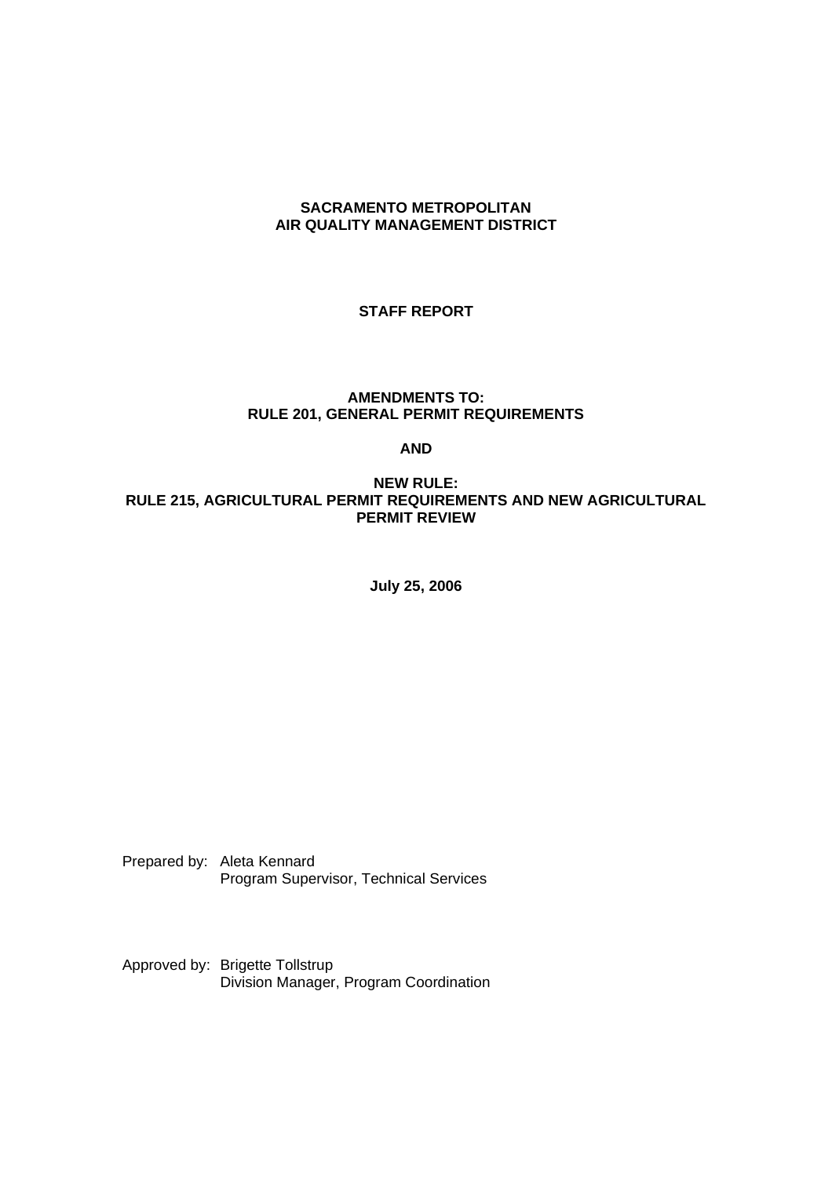# SACRAMENTO METROPOLITAN AIR QUALITY MANAGEMENT DISTRICT

## STAFF REPORT

### AMENDMENTS TO: RULE 201, GENERAL PERMIT REQUIREMENTS

### AND

### NEW RULE: RULE 215, AGRICULTURAL PERMIT REQUIREMENTS AND NEW AGRICULTURAL PERMIT REVIEW

**July 25, 2006**

Prepared by: Aleta Kennard
Program Supervisor, Technical Services

Approved by: Brigette Tollstrup
Division Manager, Program Coordination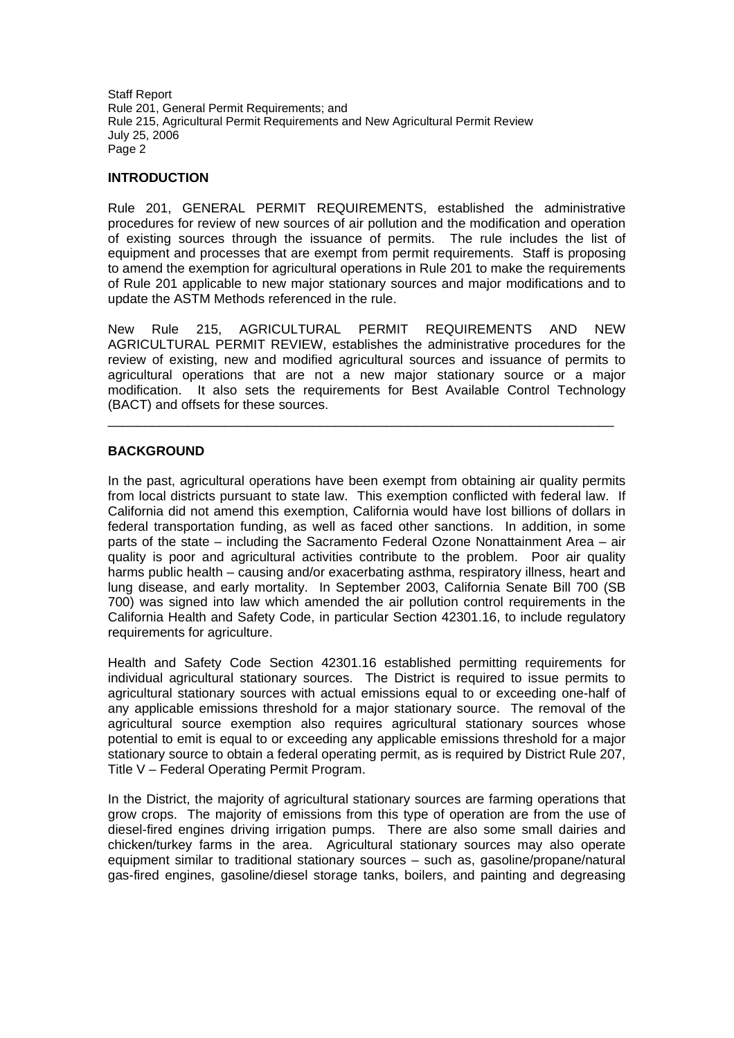## INTRODUCTION

Rule 201, GENERAL PERMIT REQUIREMENTS, established the administrative procedures for review of new sources of air pollution and the modification and operation of existing sources through the issuance of permits. The rule includes the list of equipment and processes that are exempt from permit requirements. Staff is proposing to amend the exemption for agricultural operations in Rule 201 to make the requirements of Rule 201 applicable to new major stationary sources and major modifications and to update the ASTM Methods referenced in the rule.

New Rule 215, AGRICULTURAL PERMIT REQUIREMENTS AND NEW AGRICULTURAL PERMIT REVIEW, establishes the administrative procedures for the review of existing, new and modified agricultural sources and issuance of permits to agricultural operations that are not a new major stationary source or a major modification. It also sets the requirements for Best Available Control Technology (BACT) and offsets for these sources.

---

## BACKGROUND

In the past, agricultural operations have been exempt from obtaining air quality permits from local districts pursuant to state law. This exemption conflicted with federal law. If California did not amend this exemption, California would have lost billions of dollars in federal transportation funding, as well as faced other sanctions. In addition, in some parts of the state – including the Sacramento Federal Ozone Nonattainment Area – air quality is poor and agricultural activities contribute to the problem. Poor air quality harms public health – causing and/or exacerbating asthma, respiratory illness, heart and lung disease, and early mortality. In September 2003, California Senate Bill 700 (SB 700) was signed into law which amended the air pollution control requirements in the California Health and Safety Code, in particular Section 42301.16, to include regulatory requirements for agriculture.

Health and Safety Code Section 42301.16 established permitting requirements for individual agricultural stationary sources. The District is required to issue permits to agricultural stationary sources with actual emissions equal to or exceeding one-half of any applicable emissions threshold for a major stationary source. The removal of the agricultural source exemption also requires agricultural stationary sources whose potential to emit is equal to or exceeding any applicable emissions threshold for a major stationary source to obtain a federal operating permit, as is required by District Rule 207, Title V – Federal Operating Permit Program.

In the District, the majority of agricultural stationary sources are farming operations that grow crops. The majority of emissions from this type of operation are from the use of diesel-fired engines driving irrigation pumps. There are also some small dairies and chicken/turkey farms in the area. Agricultural stationary sources may also operate equipment similar to traditional stationary sources – such as, gasoline/propane/natural gas-fired engines, gasoline/diesel storage tanks, boilers, and painting and degreasing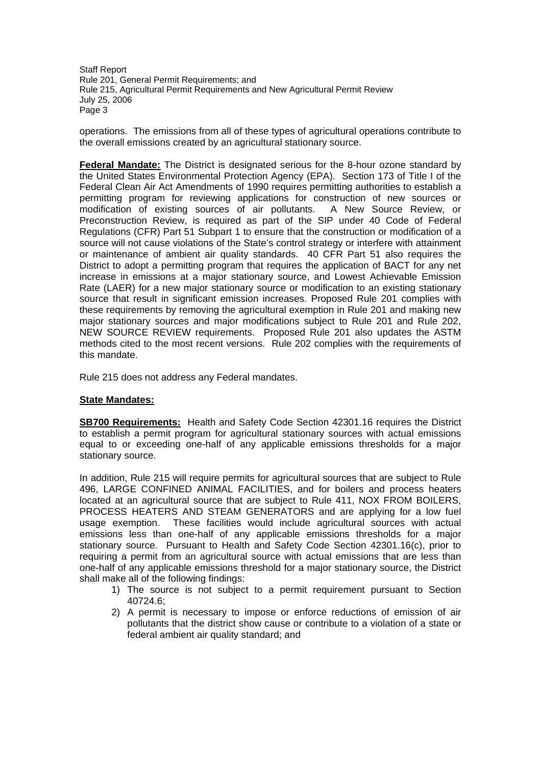operations. The emissions from all of these types of agricultural operations contribute to the overall emissions created by an agricultural stationary source.

**Federal Mandate:** The District is designated serious for the 8-hour ozone standard by the United States Environmental Protection Agency (EPA). Section 173 of Title I of the Federal Clean Air Act Amendments of 1990 requires permitting authorities to establish a permitting program for reviewing applications for construction of new sources or modification of existing sources of air pollutants. A New Source Review, or Preconstruction Review, is required as part of the SIP under 40 Code of Federal Regulations (CFR) Part 51 Subpart 1 to ensure that the construction or modification of a source will not cause violations of the State's control strategy or interfere with attainment or maintenance of ambient air quality standards. 40 CFR Part 51 also requires the District to adopt a permitting program that requires the application of BACT for any net increase in emissions at a major stationary source, and Lowest Achievable Emission Rate (LAER) for a new major stationary source or modification to an existing stationary source that result in significant emission increases. Proposed Rule 201 complies with these requirements by removing the agricultural exemption in Rule 201 and making new major stationary sources and major modifications subject to Rule 201 and Rule 202, NEW SOURCE REVIEW requirements. Proposed Rule 201 also updates the ASTM methods cited to the most recent versions. Rule 202 complies with the requirements of this mandate.

Rule 215 does not address any Federal mandates.

**State Mandates:**

**SB700 Requirements:** Health and Safety Code Section 42301.16 requires the District to establish a permit program for agricultural stationary sources with actual emissions equal to or exceeding one-half of any applicable emissions thresholds for a major stationary source.

In addition, Rule 215 will require permits for agricultural sources that are subject to Rule 496, LARGE CONFINED ANIMAL FACILITIES, and for boilers and process heaters located at an agricultural source that are subject to Rule 411, NOX FROM BOILERS, PROCESS HEATERS AND STEAM GENERATORS and are applying for a low fuel usage exemption. These facilities would include agricultural sources with actual emissions less than one-half of any applicable emissions thresholds for a major stationary source. Pursuant to Health and Safety Code Section 42301.16(c), prior to requiring a permit from an agricultural source with actual emissions that are less than one-half of any applicable emissions threshold for a major stationary source, the District shall make all of the following findings:

1) The source is not subject to a permit requirement pursuant to Section 40724.6;
2) A permit is necessary to impose or enforce reductions of emission of air pollutants that the district show cause or contribute to a violation of a state or federal ambient air quality standard; and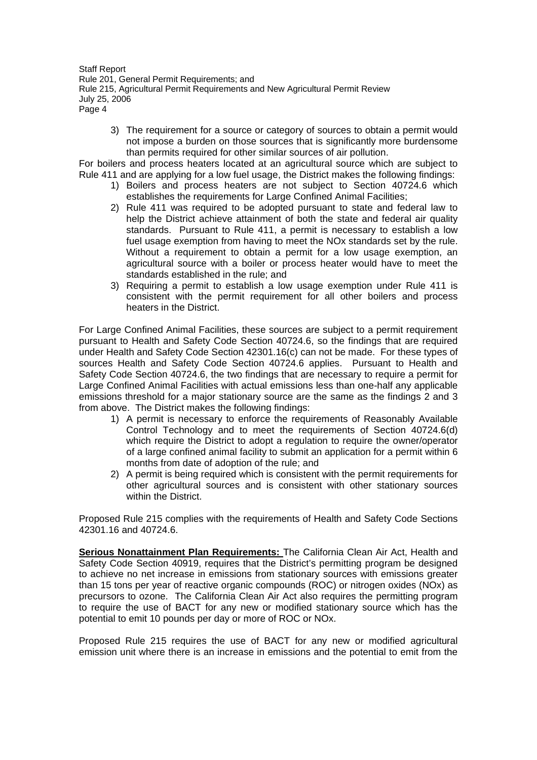3) The requirement for a source or category of sources to obtain a permit would not impose a burden on those sources that is significantly more burdensome than permits required for other similar sources of air pollution.

For boilers and process heaters located at an agricultural source which are subject to Rule 411 and are applying for a low fuel usage, the District makes the following findings:

1) Boilers and process heaters are not subject to Section 40724.6 which establishes the requirements for Large Confined Animal Facilities;
2) Rule 411 was required to be adopted pursuant to state and federal law to help the District achieve attainment of both the state and federal air quality standards. Pursuant to Rule 411, a permit is necessary to establish a low fuel usage exemption from having to meet the NOx standards set by the rule. Without a requirement to obtain a permit for a low usage exemption, an agricultural source with a boiler or process heater would have to meet the standards established in the rule; and
3) Requiring a permit to establish a low usage exemption under Rule 411 is consistent with the permit requirement for all other boilers and process heaters in the District.

For Large Confined Animal Facilities, these sources are subject to a permit requirement pursuant to Health and Safety Code Section 40724.6, so the findings that are required under Health and Safety Code Section 42301.16(c) can not be made. For these types of sources Health and Safety Code Section 40724.6 applies. Pursuant to Health and Safety Code Section 40724.6, the two findings that are necessary to require a permit for Large Confined Animal Facilities with actual emissions less than one-half any applicable emissions threshold for a major stationary source are the same as the findings 2 and 3 from above. The District makes the following findings:

1) A permit is necessary to enforce the requirements of Reasonably Available Control Technology and to meet the requirements of Section 40724.6(d) which require the District to adopt a regulation to require the owner/operator of a large confined animal facility to submit an application for a permit within 6 months from date of adoption of the rule; and
2) A permit is being required which is consistent with the permit requirements for other agricultural sources and is consistent with other stationary sources within the District.

Proposed Rule 215 complies with the requirements of Health and Safety Code Sections 42301.16 and 40724.6.

**Serious Nonattainment Plan Requirements:** The California Clean Air Act, Health and Safety Code Section 40919, requires that the District's permitting program be designed to achieve no net increase in emissions from stationary sources with emissions greater than 15 tons per year of reactive organic compounds (ROC) or nitrogen oxides (NOx) as precursors to ozone. The California Clean Air Act also requires the permitting program to require the use of BACT for any new or modified stationary source which has the potential to emit 10 pounds per day or more of ROC or NOx.

Proposed Rule 215 requires the use of BACT for any new or modified agricultural emission unit where there is an increase in emissions and the potential to emit from the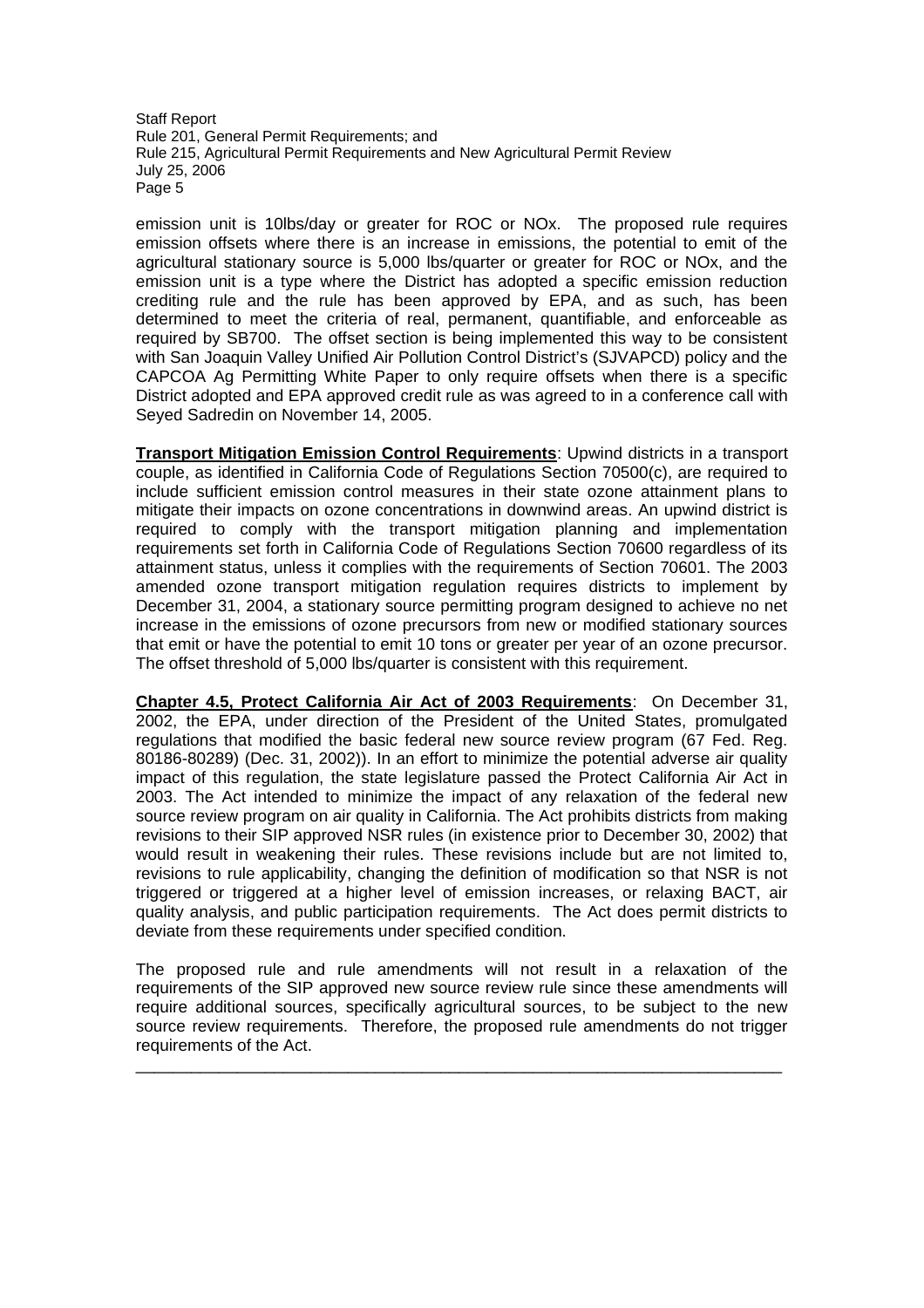emission unit is 10lbs/day or greater for ROC or NOx. The proposed rule requires emission offsets where there is an increase in emissions, the potential to emit of the agricultural stationary source is 5,000 lbs/quarter or greater for ROC or NOx, and the emission unit is a type where the District has adopted a specific emission reduction crediting rule and the rule has been approved by EPA, and as such, has been determined to meet the criteria of real, permanent, quantifiable, and enforceable as required by SB700. The offset section is being implemented this way to be consistent with San Joaquin Valley Unified Air Pollution Control District's (SJVAPCD) policy and the CAPCOA Ag Permitting White Paper to only require offsets when there is a specific District adopted and EPA approved credit rule as was agreed to in a conference call with Seyed Sadredin on November 14, 2005.

**Transport Mitigation Emission Control Requirements**: Upwind districts in a transport couple, as identified in California Code of Regulations Section 70500(c), are required to include sufficient emission control measures in their state ozone attainment plans to mitigate their impacts on ozone concentrations in downwind areas. An upwind district is required to comply with the transport mitigation planning and implementation requirements set forth in California Code of Regulations Section 70600 regardless of its attainment status, unless it complies with the requirements of Section 70601. The 2003 amended ozone transport mitigation regulation requires districts to implement by December 31, 2004, a stationary source permitting program designed to achieve no net increase in the emissions of ozone precursors from new or modified stationary sources that emit or have the potential to emit 10 tons or greater per year of an ozone precursor. The offset threshold of 5,000 lbs/quarter is consistent with this requirement.

**Chapter 4.5, Protect California Air Act of 2003 Requirements**: On December 31, 2002, the EPA, under direction of the President of the United States, promulgated regulations that modified the basic federal new source review program (67 Fed. Reg. 80186-80289) (Dec. 31, 2002)). In an effort to minimize the potential adverse air quality impact of this regulation, the state legislature passed the Protect California Air Act in 2003. The Act intended to minimize the impact of any relaxation of the federal new source review program on air quality in California. The Act prohibits districts from making revisions to their SIP approved NSR rules (in existence prior to December 30, 2002) that would result in weakening their rules. These revisions include but are not limited to, revisions to rule applicability, changing the definition of modification so that NSR is not triggered or triggered at a higher level of emission increases, or relaxing BACT, air quality analysis, and public participation requirements. The Act does permit districts to deviate from these requirements under specified condition.

The proposed rule and rule amendments will not result in a relaxation of the requirements of the SIP approved new source review rule since these amendments will require additional sources, specifically agricultural sources, to be subject to the new source review requirements. Therefore, the proposed rule amendments do not trigger requirements of the Act.

---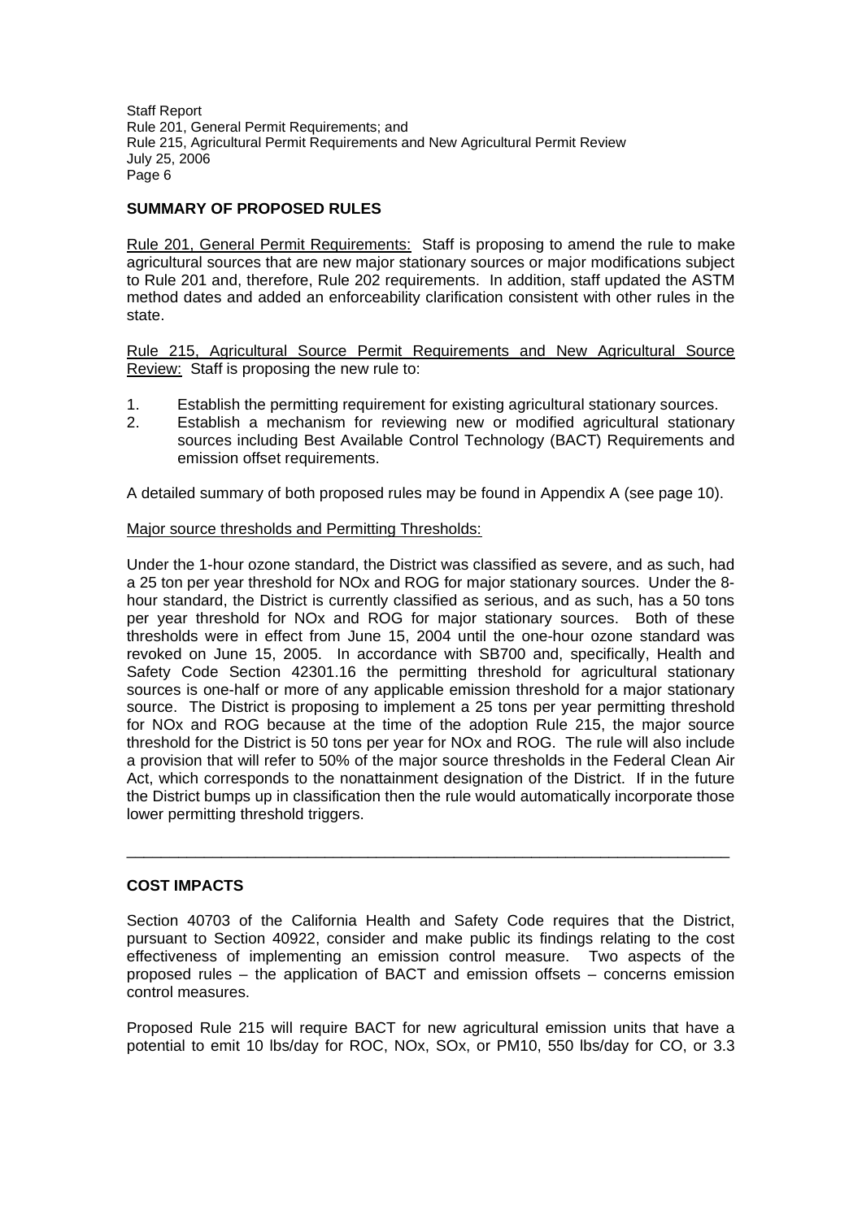## SUMMARY OF PROPOSED RULES

Rule 201, General Permit Requirements: Staff is proposing to amend the rule to make agricultural sources that are new major stationary sources or major modifications subject to Rule 201 and, therefore, Rule 202 requirements. In addition, staff updated the ASTM method dates and added an enforceability clarification consistent with other rules in the state.

Rule 215, Agricultural Source Permit Requirements and New Agricultural Source Review: Staff is proposing the new rule to:

1. Establish the permitting requirement for existing agricultural stationary sources.
2. Establish a mechanism for reviewing new or modified agricultural stationary sources including Best Available Control Technology (BACT) Requirements and emission offset requirements.

A detailed summary of both proposed rules may be found in Appendix A (see page 10).

Major source thresholds and Permitting Thresholds:

Under the 1-hour ozone standard, the District was classified as severe, and as such, had a 25 ton per year threshold for NOx and ROG for major stationary sources. Under the 8-hour standard, the District is currently classified as serious, and as such, has a 50 tons per year threshold for NOx and ROG for major stationary sources. Both of these thresholds were in effect from June 15, 2004 until the one-hour ozone standard was revoked on June 15, 2005. In accordance with SB700 and, specifically, Health and Safety Code Section 42301.16 the permitting threshold for agricultural stationary sources is one-half or more of any applicable emission threshold for a major stationary source. The District is proposing to implement a 25 tons per year permitting threshold for NOx and ROG because at the time of the adoption Rule 215, the major source threshold for the District is 50 tons per year for NOx and ROG. The rule will also include a provision that will refer to 50% of the major source thresholds in the Federal Clean Air Act, which corresponds to the nonattainment designation of the District. If in the future the District bumps up in classification then the rule would automatically incorporate those lower permitting threshold triggers.

---

## COST IMPACTS

Section 40703 of the California Health and Safety Code requires that the District, pursuant to Section 40922, consider and make public its findings relating to the cost effectiveness of implementing an emission control measure. Two aspects of the proposed rules – the application of BACT and emission offsets – concerns emission control measures.

Proposed Rule 215 will require BACT for new agricultural emission units that have a potential to emit 10 lbs/day for ROC, NOx, SOx, or PM10, 550 lbs/day for CO, or 3.3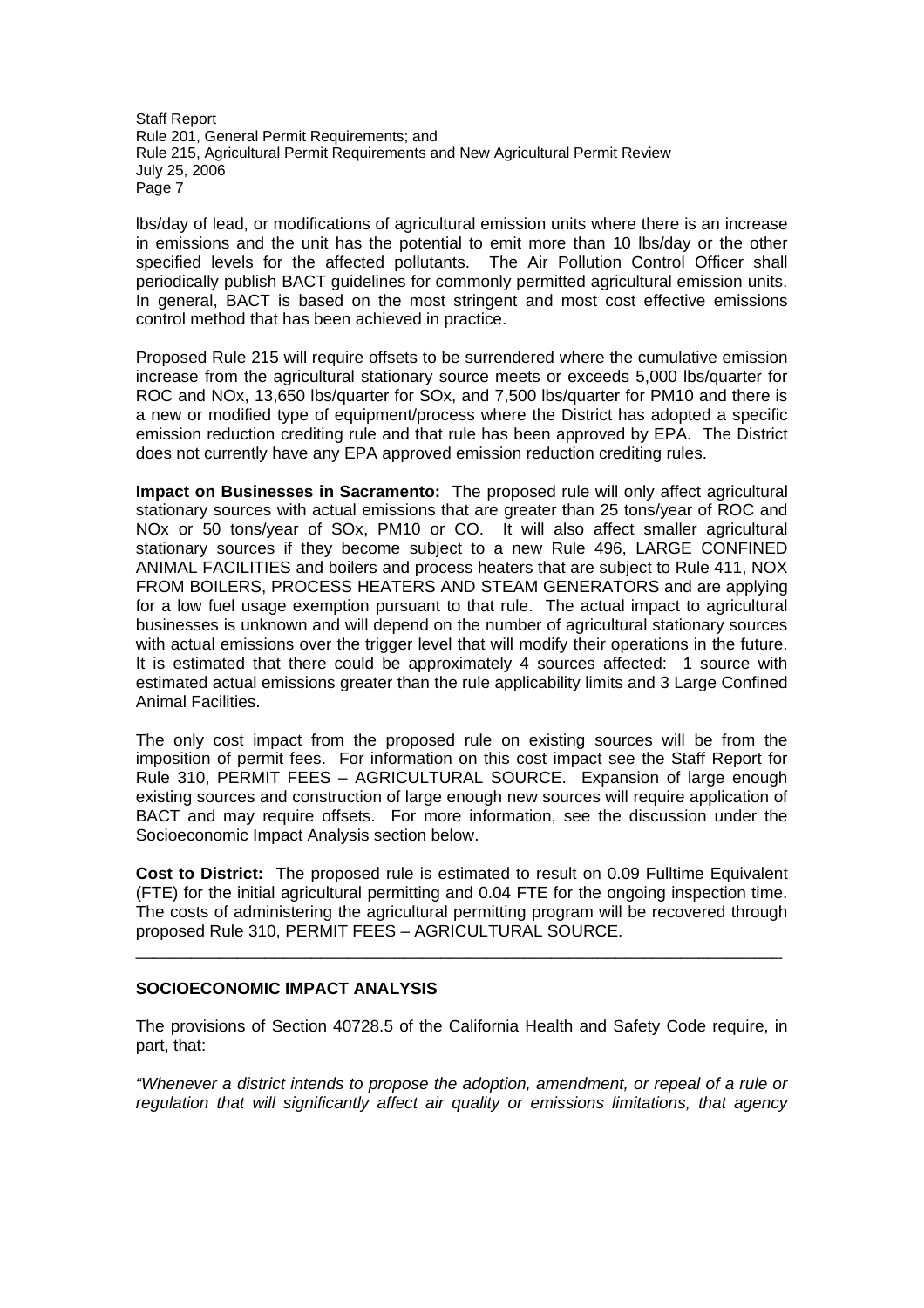lbs/day of lead, or modifications of agricultural emission units where there is an increase in emissions and the unit has the potential to emit more than 10 lbs/day or the other specified levels for the affected pollutants. The Air Pollution Control Officer shall periodically publish BACT guidelines for commonly permitted agricultural emission units. In general, BACT is based on the most stringent and most cost effective emissions control method that has been achieved in practice.

Proposed Rule 215 will require offsets to be surrendered where the cumulative emission increase from the agricultural stationary source meets or exceeds 5,000 lbs/quarter for ROC and NOx, 13,650 lbs/quarter for SOx, and 7,500 lbs/quarter for PM10 and there is a new or modified type of equipment/process where the District has adopted a specific emission reduction crediting rule and that rule has been approved by EPA. The District does not currently have any EPA approved emission reduction crediting rules.

**Impact on Businesses in Sacramento:** The proposed rule will only affect agricultural stationary sources with actual emissions that are greater than 25 tons/year of ROC and NOx or 50 tons/year of SOx, PM10 or CO. It will also affect smaller agricultural stationary sources if they become subject to a new Rule 496, LARGE CONFINED ANIMAL FACILITIES and boilers and process heaters that are subject to Rule 411, NOX FROM BOILERS, PROCESS HEATERS AND STEAM GENERATORS and are applying for a low fuel usage exemption pursuant to that rule. The actual impact to agricultural businesses is unknown and will depend on the number of agricultural stationary sources with actual emissions over the trigger level that will modify their operations in the future. It is estimated that there could be approximately 4 sources affected: 1 source with estimated actual emissions greater than the rule applicability limits and 3 Large Confined Animal Facilities.

The only cost impact from the proposed rule on existing sources will be from the imposition of permit fees. For information on this cost impact see the Staff Report for Rule 310, PERMIT FEES – AGRICULTURAL SOURCE. Expansion of large enough existing sources and construction of large enough new sources will require application of BACT and may require offsets. For more information, see the discussion under the Socioeconomic Impact Analysis section below.

**Cost to District:** The proposed rule is estimated to result on 0.09 Fulltime Equivalent (FTE) for the initial agricultural permitting and 0.04 FTE for the ongoing inspection time. The costs of administering the agricultural permitting program will be recovered through proposed Rule 310, PERMIT FEES – AGRICULTURAL SOURCE.

---

## SOCIOECONOMIC IMPACT ANALYSIS

The provisions of Section 40728.5 of the California Health and Safety Code require, in part, that:

*"Whenever a district intends to propose the adoption, amendment, or repeal of a rule or regulation that will significantly affect air quality or emissions limitations, that agency*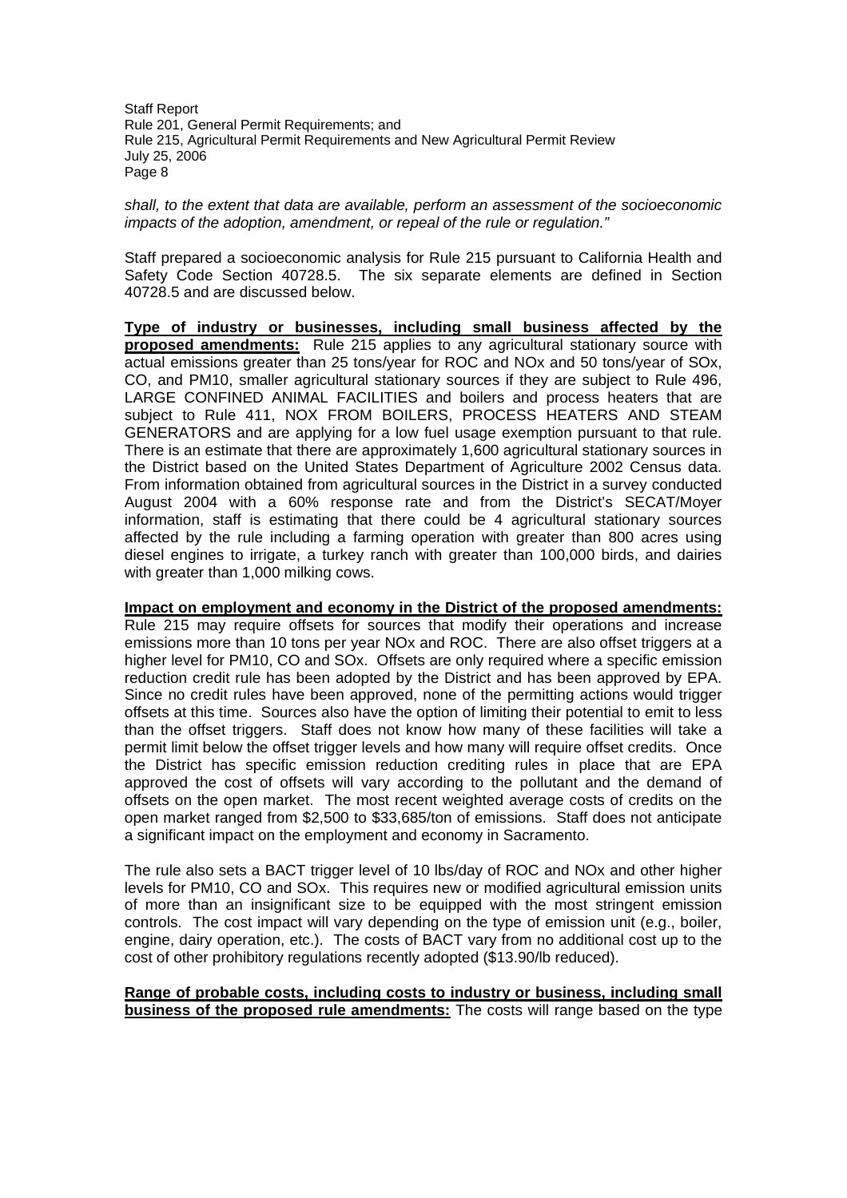*shall, to the extent that data are available, perform an assessment of the socioeconomic impacts of the adoption, amendment, or repeal of the rule or regulation."*

Staff prepared a socioeconomic analysis for Rule 215 pursuant to California Health and Safety Code Section 40728.5. The six separate elements are defined in Section 40728.5 and are discussed below.

**Type of industry or businesses, including small business affected by the proposed amendments:** Rule 215 applies to any agricultural stationary source with actual emissions greater than 25 tons/year for ROC and NOx and 50 tons/year of SOx, CO, and PM10, smaller agricultural stationary sources if they are subject to Rule 496, LARGE CONFINED ANIMAL FACILITIES and boilers and process heaters that are subject to Rule 411, NOX FROM BOILERS, PROCESS HEATERS AND STEAM GENERATORS and are applying for a low fuel usage exemption pursuant to that rule. There is an estimate that there are approximately 1,600 agricultural stationary sources in the District based on the United States Department of Agriculture 2002 Census data. From information obtained from agricultural sources in the District in a survey conducted August 2004 with a 60% response rate and from the District's SECAT/Moyer information, staff is estimating that there could be 4 agricultural stationary sources affected by the rule including a farming operation with greater than 800 acres using diesel engines to irrigate, a turkey ranch with greater than 100,000 birds, and dairies with greater than 1,000 milking cows.

**Impact on employment and economy in the District of the proposed amendments:** Rule 215 may require offsets for sources that modify their operations and increase emissions more than 10 tons per year NOx and ROC. There are also offset triggers at a higher level for PM10, CO and SOx. Offsets are only required where a specific emission reduction credit rule has been adopted by the District and has been approved by EPA. Since no credit rules have been approved, none of the permitting actions would trigger offsets at this time. Sources also have the option of limiting their potential to emit to less than the offset triggers. Staff does not know how many of these facilities will take a permit limit below the offset trigger levels and how many will require offset credits. Once the District has specific emission reduction crediting rules in place that are EPA approved the cost of offsets will vary according to the pollutant and the demand of offsets on the open market. The most recent weighted average costs of credits on the open market ranged from $2,500 to $33,685/ton of emissions. Staff does not anticipate a significant impact on the employment and economy in Sacramento.

The rule also sets a BACT trigger level of 10 lbs/day of ROC and NOx and other higher levels for PM10, CO and SOx. This requires new or modified agricultural emission units of more than an insignificant size to be equipped with the most stringent emission controls. The cost impact will vary depending on the type of emission unit (e.g., boiler, engine, dairy operation, etc.). The costs of BACT vary from no additional cost up to the cost of other prohibitory regulations recently adopted ($13.90/lb reduced).

**Range of probable costs, including costs to industry or business, including small business of the proposed rule amendments:** The costs will range based on the type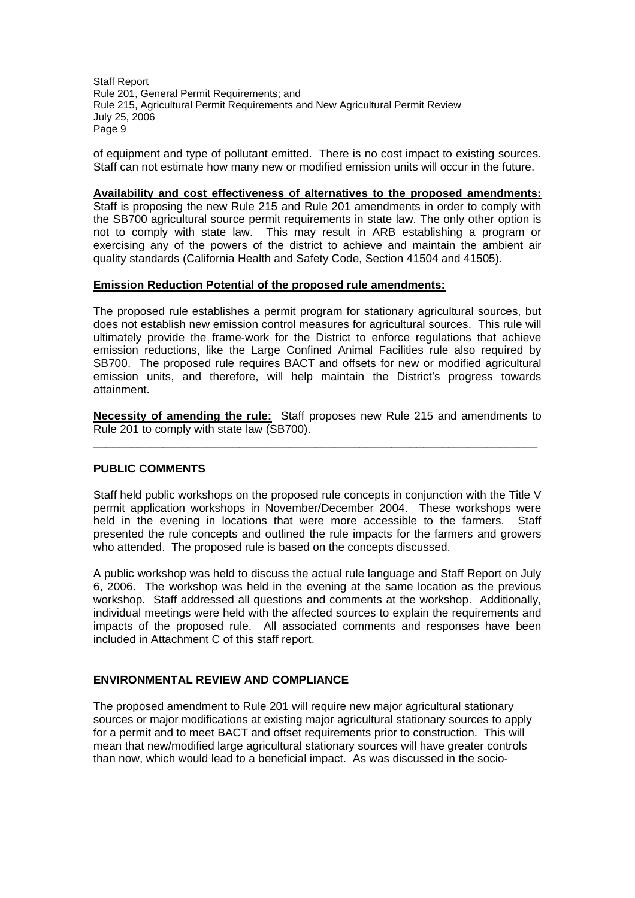of equipment and type of pollutant emitted. There is no cost impact to existing sources. Staff can not estimate how many new or modified emission units will occur in the future.

**Availability and cost effectiveness of alternatives to the proposed amendments:** Staff is proposing the new Rule 215 and Rule 201 amendments in order to comply with the SB700 agricultural source permit requirements in state law. The only other option is not to comply with state law. This may result in ARB establishing a program or exercising any of the powers of the district to achieve and maintain the ambient air quality standards (California Health and Safety Code, Section 41504 and 41505).

**Emission Reduction Potential of the proposed rule amendments:**

The proposed rule establishes a permit program for stationary agricultural sources, but does not establish new emission control measures for agricultural sources. This rule will ultimately provide the frame-work for the District to enforce regulations that achieve emission reductions, like the Large Confined Animal Facilities rule also required by SB700. The proposed rule requires BACT and offsets for new or modified agricultural emission units, and therefore, will help maintain the District's progress towards attainment.

**Necessity of amending the rule:** Staff proposes new Rule 215 and amendments to Rule 201 to comply with state law (SB700).

---

## PUBLIC COMMENTS

Staff held public workshops on the proposed rule concepts in conjunction with the Title V permit application workshops in November/December 2004. These workshops were held in the evening in locations that were more accessible to the farmers. Staff presented the rule concepts and outlined the rule impacts for the farmers and growers who attended. The proposed rule is based on the concepts discussed.

A public workshop was held to discuss the actual rule language and Staff Report on July 6, 2006. The workshop was held in the evening at the same location as the previous workshop. Staff addressed all questions and comments at the workshop. Additionally, individual meetings were held with the affected sources to explain the requirements and impacts of the proposed rule. All associated comments and responses have been included in Attachment C of this staff report.

---

## ENVIRONMENTAL REVIEW AND COMPLIANCE

The proposed amendment to Rule 201 will require new major agricultural stationary sources or major modifications at existing major agricultural stationary sources to apply for a permit and to meet BACT and offset requirements prior to construction. This will mean that new/modified large agricultural stationary sources will have greater controls than now, which would lead to a beneficial impact. As was discussed in the socio-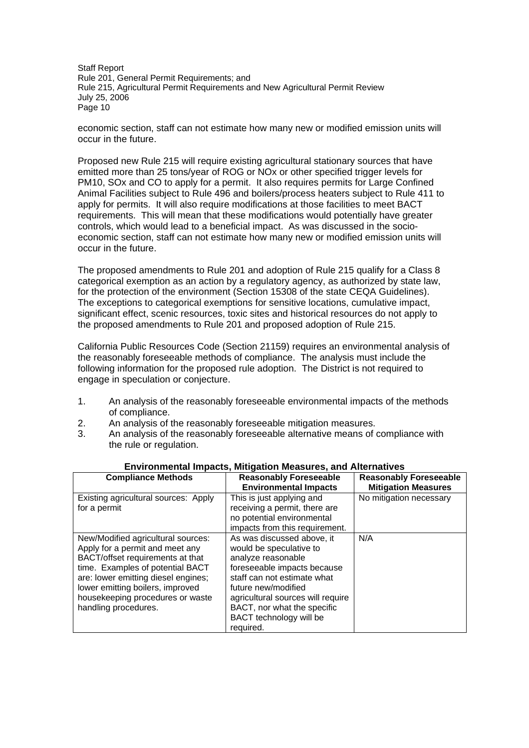economic section, staff can not estimate how many new or modified emission units will occur in the future.

Proposed new Rule 215 will require existing agricultural stationary sources that have emitted more than 25 tons/year of ROG or NOx or other specified trigger levels for PM10, SOx and CO to apply for a permit. It also requires permits for Large Confined Animal Facilities subject to Rule 496 and boilers/process heaters subject to Rule 411 to apply for permits. It will also require modifications at those facilities to meet BACT requirements. This will mean that these modifications would potentially have greater controls, which would lead to a beneficial impact. As was discussed in the socio-economic section, staff can not estimate how many new or modified emission units will occur in the future.

The proposed amendments to Rule 201 and adoption of Rule 215 qualify for a Class 8 categorical exemption as an action by a regulatory agency, as authorized by state law, for the protection of the environment (Section 15308 of the state CEQA Guidelines). The exceptions to categorical exemptions for sensitive locations, cumulative impact, significant effect, scenic resources, toxic sites and historical resources do not apply to the proposed amendments to Rule 201 and proposed adoption of Rule 215.

California Public Resources Code (Section 21159) requires an environmental analysis of the reasonably foreseeable methods of compliance. The analysis must include the following information for the proposed rule adoption. The District is not required to engage in speculation or conjecture.

1. An analysis of the reasonably foreseeable environmental impacts of the methods of compliance.
2. An analysis of the reasonably foreseeable mitigation measures.
3. An analysis of the reasonably foreseeable alternative means of compliance with the rule or regulation.

**Environmental Impacts, Mitigation Measures, and Alternatives**

| Compliance Methods | Reasonably Foreseeable Environmental Impacts | Reasonably Foreseeable Mitigation Measures |
|---|---|---|
| Existing agricultural sources: Apply for a permit | This is just applying and receiving a permit, there are no potential environmental impacts from this requirement. | No mitigation necessary |
| New/Modified agricultural sources: Apply for a permit and meet any BACT/offset requirements at that time. Examples of potential BACT are: lower emitting diesel engines; lower emitting boilers, improved housekeeping procedures or waste handling procedures. | As was discussed above, it would be speculative to analyze reasonable foreseeable impacts because staff can not estimate what future new/modified agricultural sources will require BACT, nor what the specific BACT technology will be required. | N/A |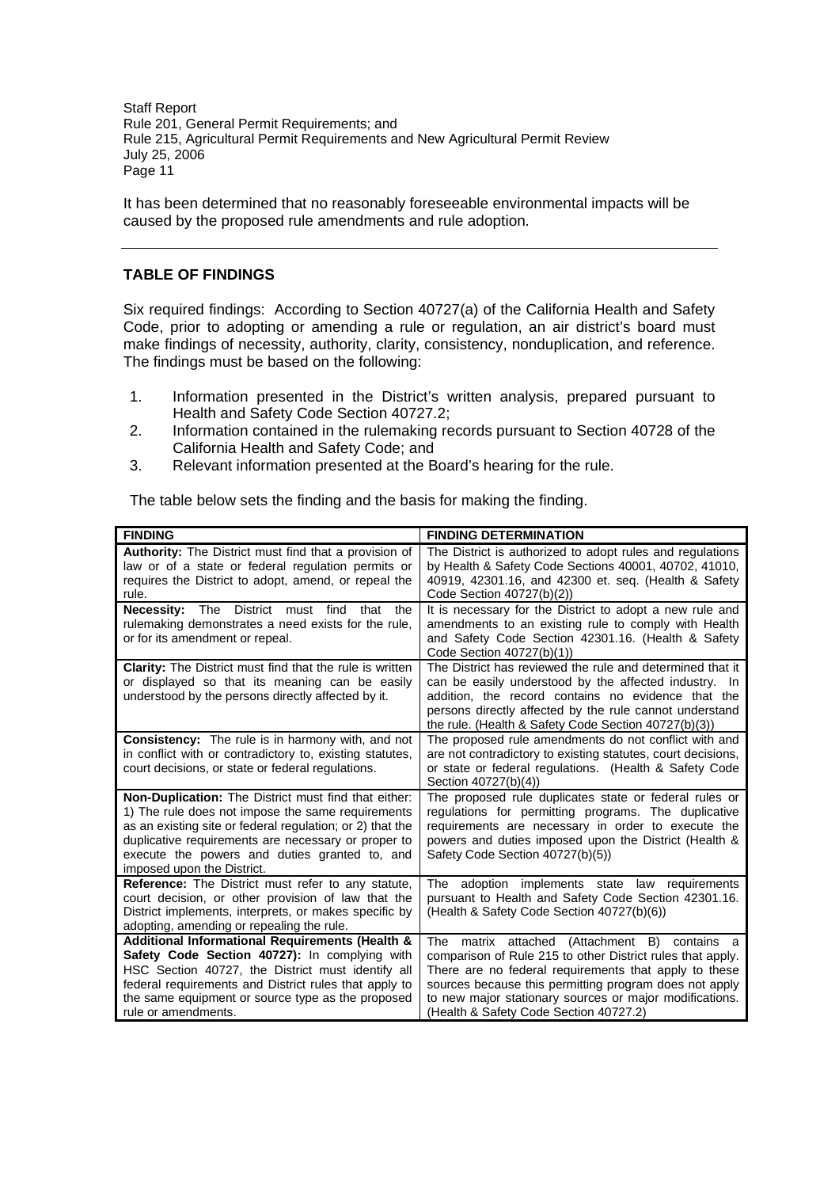It has been determined that no reasonably foreseeable environmental impacts will be caused by the proposed rule amendments and rule adoption.

---

## TABLE OF FINDINGS

Six required findings: According to Section 40727(a) of the California Health and Safety Code, prior to adopting or amending a rule or regulation, an air district's board must make findings of necessity, authority, clarity, consistency, nonduplication, and reference. The findings must be based on the following:

1. Information presented in the District's written analysis, prepared pursuant to Health and Safety Code Section 40727.2;
2. Information contained in the rulemaking records pursuant to Section 40728 of the California Health and Safety Code; and
3. Relevant information presented at the Board's hearing for the rule.

The table below sets the finding and the basis for making the finding.

| FINDING | FINDING DETERMINATION |
|---|---|
| **Authority:** The District must find that a provision of law or of a state or federal regulation permits or requires the District to adopt, amend, or repeal the rule. | The District is authorized to adopt rules and regulations by Health & Safety Code Sections 40001, 40702, 41010, 40919, 42301.16, and 42300 et. seq. (Health & Safety Code Section 40727(b)(2)) |
| **Necessity:** The District must find that the rulemaking demonstrates a need exists for the rule, or for its amendment or repeal. | It is necessary for the District to adopt a new rule and amendments to an existing rule to comply with Health and Safety Code Section 42301.16. (Health & Safety Code Section 40727(b)(1)) |
| **Clarity:** The District must find that the rule is written or displayed so that its meaning can be easily understood by the persons directly affected by it. | The District has reviewed the rule and determined that it can be easily understood by the affected industry. In addition, the record contains no evidence that the persons directly affected by the rule cannot understand the rule. (Health & Safety Code Section 40727(b)(3)) |
| **Consistency:** The rule is in harmony with, and not in conflict with or contradictory to, existing statutes, court decisions, or state or federal regulations. | The proposed rule amendments do not conflict with and are not contradictory to existing statutes, court decisions, or state or federal regulations. (Health & Safety Code Section 40727(b)(4)) |
| **Non-Duplication:** The District must find that either: 1) The rule does not impose the same requirements as an existing site or federal regulation; or 2) that the duplicative requirements are necessary or proper to execute the powers and duties granted to, and imposed upon the District. | The proposed rule duplicates state or federal rules or regulations for permitting programs. The duplicative requirements are necessary in order to execute the powers and duties imposed upon the District (Health & Safety Code Section 40727(b)(5)) |
| **Reference:** The District must refer to any statute, court decision, or other provision of law that the District implements, interprets, or makes specific by adopting, amending or repealing the rule. | The adoption implements state law requirements pursuant to Health and Safety Code Section 42301.16. (Health & Safety Code Section 40727(b)(6)) |
| **Additional Informational Requirements (Health & Safety Code Section 40727):** In complying with HSC Section 40727, the District must identify all federal requirements and District rules that apply to the same equipment or source type as the proposed rule or amendments. | The matrix attached (Attachment B) contains a comparison of Rule 215 to other District rules that apply. There are no federal requirements that apply to these sources because this permitting program does not apply to new major stationary sources or major modifications. (Health & Safety Code Section 40727.2) |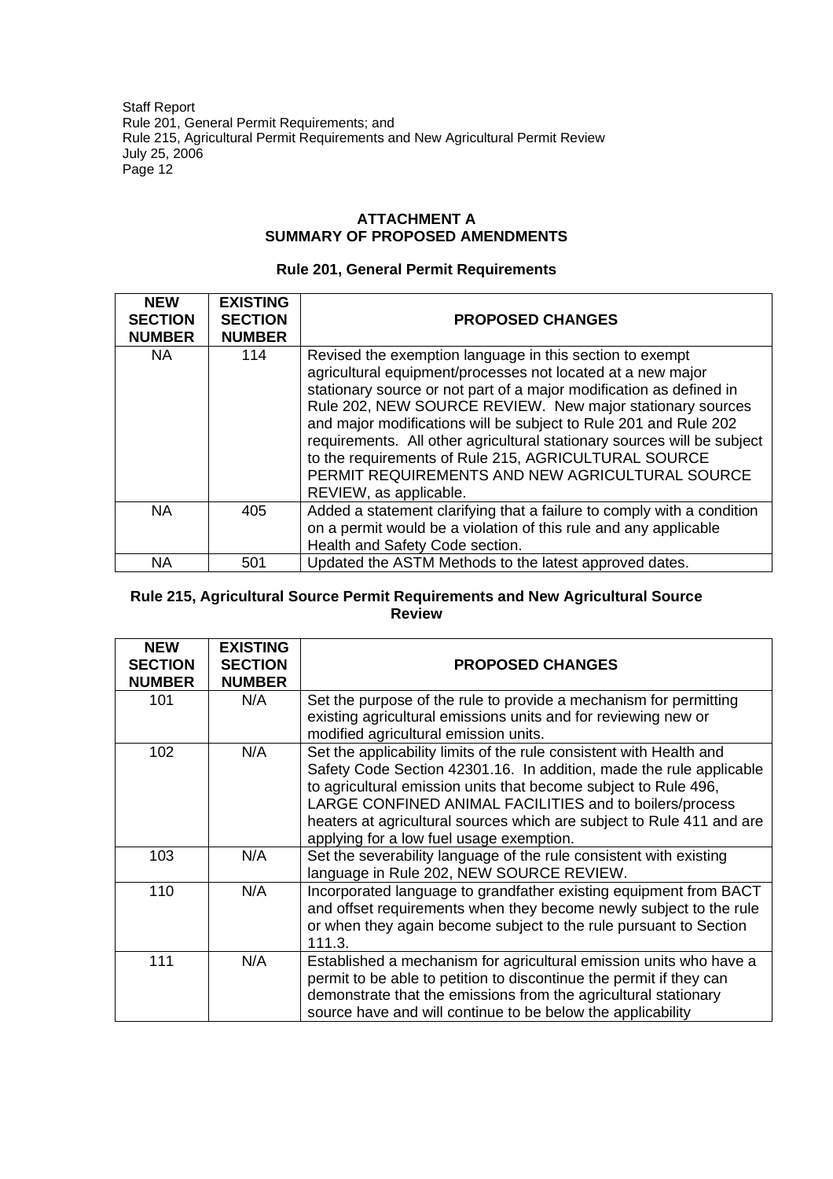## ATTACHMENT A
## SUMMARY OF PROPOSED AMENDMENTS

### Rule 201, General Permit Requirements

| NEW SECTION NUMBER | EXISTING SECTION NUMBER | PROPOSED CHANGES |
|---|---|---|
| NA | 114 | Revised the exemption language in this section to exempt agricultural equipment/processes not located at a new major stationary source or not part of a major modification as defined in Rule 202, NEW SOURCE REVIEW. New major stationary sources and major modifications will be subject to Rule 201 and Rule 202 requirements. All other agricultural stationary sources will be subject to the requirements of Rule 215, AGRICULTURAL SOURCE PERMIT REQUIREMENTS AND NEW AGRICULTURAL SOURCE REVIEW, as applicable. |
| NA | 405 | Added a statement clarifying that a failure to comply with a condition on a permit would be a violation of this rule and any applicable Health and Safety Code section. |
| NA | 501 | Updated the ASTM Methods to the latest approved dates. |

### Rule 215, Agricultural Source Permit Requirements and New Agricultural Source Review

| NEW SECTION NUMBER | EXISTING SECTION NUMBER | PROPOSED CHANGES |
|---|---|---|
| 101 | N/A | Set the purpose of the rule to provide a mechanism for permitting existing agricultural emissions units and for reviewing new or modified agricultural emission units. |
| 102 | N/A | Set the applicability limits of the rule consistent with Health and Safety Code Section 42301.16. In addition, made the rule applicable to agricultural emission units that become subject to Rule 496, LARGE CONFINED ANIMAL FACILITIES and to boilers/process heaters at agricultural sources which are subject to Rule 411 and are applying for a low fuel usage exemption. |
| 103 | N/A | Set the severability language of the rule consistent with existing language in Rule 202, NEW SOURCE REVIEW. |
| 110 | N/A | Incorporated language to grandfather existing equipment from BACT and offset requirements when they become newly subject to the rule or when they again become subject to the rule pursuant to Section 111.3. |
| 111 | N/A | Established a mechanism for agricultural emission units who have a permit to be able to petition to discontinue the permit if they can demonstrate that the emissions from the agricultural stationary source have and will continue to be below the applicability |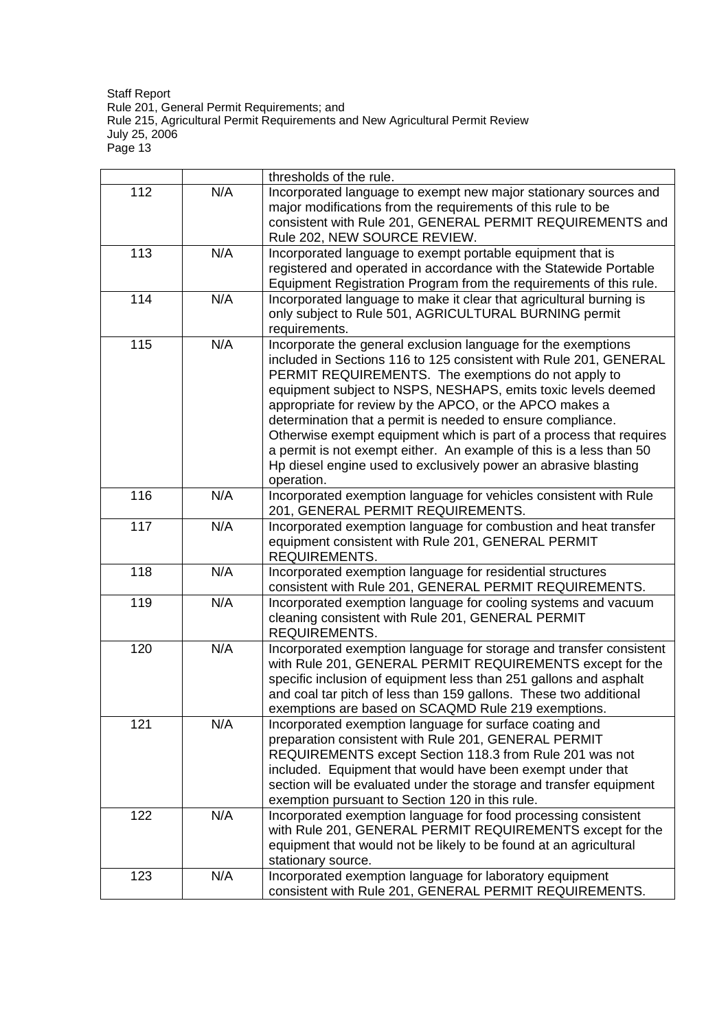| | | |
|---|---|---|
| | | thresholds of the rule. |
| 112 | N/A | Incorporated language to exempt new major stationary sources and major modifications from the requirements of this rule to be consistent with Rule 201, GENERAL PERMIT REQUIREMENTS and Rule 202, NEW SOURCE REVIEW. |
| 113 | N/A | Incorporated language to exempt portable equipment that is registered and operated in accordance with the Statewide Portable Equipment Registration Program from the requirements of this rule. |
| 114 | N/A | Incorporated language to make it clear that agricultural burning is only subject to Rule 501, AGRICULTURAL BURNING permit requirements. |
| 115 | N/A | Incorporate the general exclusion language for the exemptions included in Sections 116 to 125 consistent with Rule 201, GENERAL PERMIT REQUIREMENTS. The exemptions do not apply to equipment subject to NSPS, NESHAPS, emits toxic levels deemed appropriate for review by the APCO, or the APCO makes a determination that a permit is needed to ensure compliance. Otherwise exempt equipment which is part of a process that requires a permit is not exempt either. An example of this is a less than 50 Hp diesel engine used to exclusively power an abrasive blasting operation. |
| 116 | N/A | Incorporated exemption language for vehicles consistent with Rule 201, GENERAL PERMIT REQUIREMENTS. |
| 117 | N/A | Incorporated exemption language for combustion and heat transfer equipment consistent with Rule 201, GENERAL PERMIT REQUIREMENTS. |
| 118 | N/A | Incorporated exemption language for residential structures consistent with Rule 201, GENERAL PERMIT REQUIREMENTS. |
| 119 | N/A | Incorporated exemption language for cooling systems and vacuum cleaning consistent with Rule 201, GENERAL PERMIT REQUIREMENTS. |
| 120 | N/A | Incorporated exemption language for storage and transfer consistent with Rule 201, GENERAL PERMIT REQUIREMENTS except for the specific inclusion of equipment less than 251 gallons and asphalt and coal tar pitch of less than 159 gallons. These two additional exemptions are based on SCAQMD Rule 219 exemptions. |
| 121 | N/A | Incorporated exemption language for surface coating and preparation consistent with Rule 201, GENERAL PERMIT REQUIREMENTS except Section 118.3 from Rule 201 was not included. Equipment that would have been exempt under that section will be evaluated under the storage and transfer equipment exemption pursuant to Section 120 in this rule. |
| 122 | N/A | Incorporated exemption language for food processing consistent with Rule 201, GENERAL PERMIT REQUIREMENTS except for the equipment that would not be likely to be found at an agricultural stationary source. |
| 123 | N/A | Incorporated exemption language for laboratory equipment consistent with Rule 201, GENERAL PERMIT REQUIREMENTS. |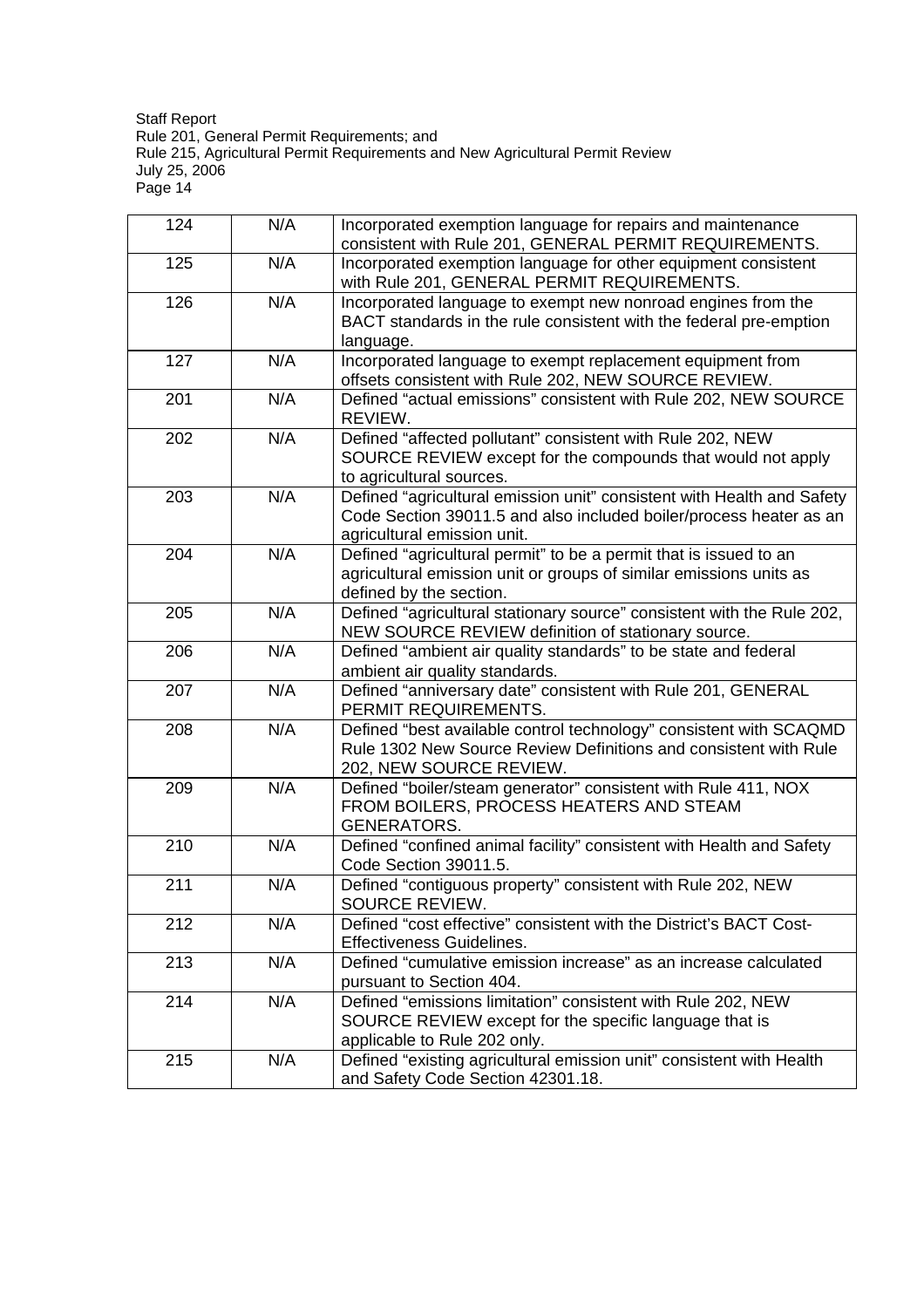| 124 | N/A | Incorporated exemption language for repairs and maintenance consistent with Rule 201, GENERAL PERMIT REQUIREMENTS. |
|---|---|---|
| 125 | N/A | Incorporated exemption language for other equipment consistent with Rule 201, GENERAL PERMIT REQUIREMENTS. |
| 126 | N/A | Incorporated language to exempt new nonroad engines from the BACT standards in the rule consistent with the federal pre-emption language. |
| 127 | N/A | Incorporated language to exempt replacement equipment from offsets consistent with Rule 202, NEW SOURCE REVIEW. |
| 201 | N/A | Defined "actual emissions" consistent with Rule 202, NEW SOURCE REVIEW. |
| 202 | N/A | Defined "affected pollutant" consistent with Rule 202, NEW SOURCE REVIEW except for the compounds that would not apply to agricultural sources. |
| 203 | N/A | Defined "agricultural emission unit" consistent with Health and Safety Code Section 39011.5 and also included boiler/process heater as an agricultural emission unit. |
| 204 | N/A | Defined "agricultural permit" to be a permit that is issued to an agricultural emission unit or groups of similar emissions units as defined by the section. |
| 205 | N/A | Defined "agricultural stationary source" consistent with the Rule 202, NEW SOURCE REVIEW definition of stationary source. |
| 206 | N/A | Defined "ambient air quality standards" to be state and federal ambient air quality standards. |
| 207 | N/A | Defined "anniversary date" consistent with Rule 201, GENERAL PERMIT REQUIREMENTS. |
| 208 | N/A | Defined "best available control technology" consistent with SCAQMD Rule 1302 New Source Review Definitions and consistent with Rule 202, NEW SOURCE REVIEW. |
| 209 | N/A | Defined "boiler/steam generator" consistent with Rule 411, NOX FROM BOILERS, PROCESS HEATERS AND STEAM GENERATORS. |
| 210 | N/A | Defined "confined animal facility" consistent with Health and Safety Code Section 39011.5. |
| 211 | N/A | Defined "contiguous property" consistent with Rule 202, NEW SOURCE REVIEW. |
| 212 | N/A | Defined "cost effective" consistent with the District's BACT Cost-Effectiveness Guidelines. |
| 213 | N/A | Defined "cumulative emission increase" as an increase calculated pursuant to Section 404. |
| 214 | N/A | Defined "emissions limitation" consistent with Rule 202, NEW SOURCE REVIEW except for the specific language that is applicable to Rule 202 only. |
| 215 | N/A | Defined "existing agricultural emission unit" consistent with Health and Safety Code Section 42301.18. |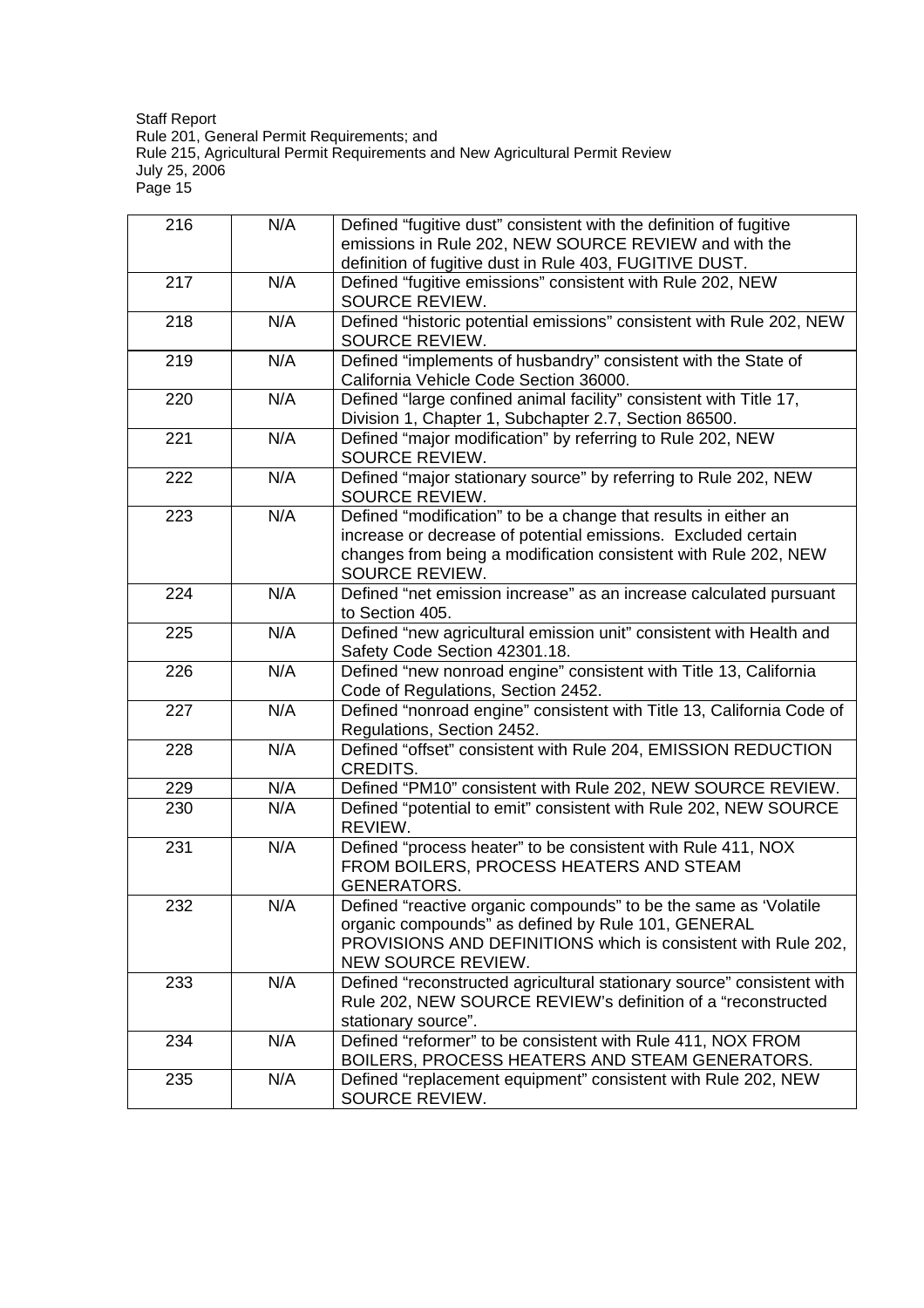| | | |
|---|---|---|
| 216 | N/A | Defined “fugitive dust” consistent with the definition of fugitive emissions in Rule 202, NEW SOURCE REVIEW and with the definition of fugitive dust in Rule 403, FUGITIVE DUST. |
| 217 | N/A | Defined “fugitive emissions” consistent with Rule 202, NEW SOURCE REVIEW. |
| 218 | N/A | Defined “historic potential emissions” consistent with Rule 202, NEW SOURCE REVIEW. |
| 219 | N/A | Defined “implements of husbandry” consistent with the State of California Vehicle Code Section 36000. |
| 220 | N/A | Defined “large confined animal facility” consistent with Title 17, Division 1, Chapter 1, Subchapter 2.7, Section 86500. |
| 221 | N/A | Defined “major modification” by referring to Rule 202, NEW SOURCE REVIEW. |
| 222 | N/A | Defined “major stationary source” by referring to Rule 202, NEW SOURCE REVIEW. |
| 223 | N/A | Defined “modification” to be a change that results in either an increase or decrease of potential emissions. Excluded certain changes from being a modification consistent with Rule 202, NEW SOURCE REVIEW. |
| 224 | N/A | Defined “net emission increase” as an increase calculated pursuant to Section 405. |
| 225 | N/A | Defined “new agricultural emission unit” consistent with Health and Safety Code Section 42301.18. |
| 226 | N/A | Defined “new nonroad engine” consistent with Title 13, California Code of Regulations, Section 2452. |
| 227 | N/A | Defined “nonroad engine” consistent with Title 13, California Code of Regulations, Section 2452. |
| 228 | N/A | Defined “offset” consistent with Rule 204, EMISSION REDUCTION CREDITS. |
| 229 | N/A | Defined “PM10” consistent with Rule 202, NEW SOURCE REVIEW. |
| 230 | N/A | Defined “potential to emit” consistent with Rule 202, NEW SOURCE REVIEW. |
| 231 | N/A | Defined “process heater” to be consistent with Rule 411, NOX FROM BOILERS, PROCESS HEATERS AND STEAM GENERATORS. |
| 232 | N/A | Defined “reactive organic compounds” to be the same as ‘Volatile organic compounds” as defined by Rule 101, GENERAL PROVISIONS AND DEFINITIONS which is consistent with Rule 202, NEW SOURCE REVIEW. |
| 233 | N/A | Defined “reconstructed agricultural stationary source” consistent with Rule 202, NEW SOURCE REVIEW’s definition of a “reconstructed stationary source”. |
| 234 | N/A | Defined “reformer” to be consistent with Rule 411, NOX FROM BOILERS, PROCESS HEATERS AND STEAM GENERATORS. |
| 235 | N/A | Defined “replacement equipment” consistent with Rule 202, NEW SOURCE REVIEW. |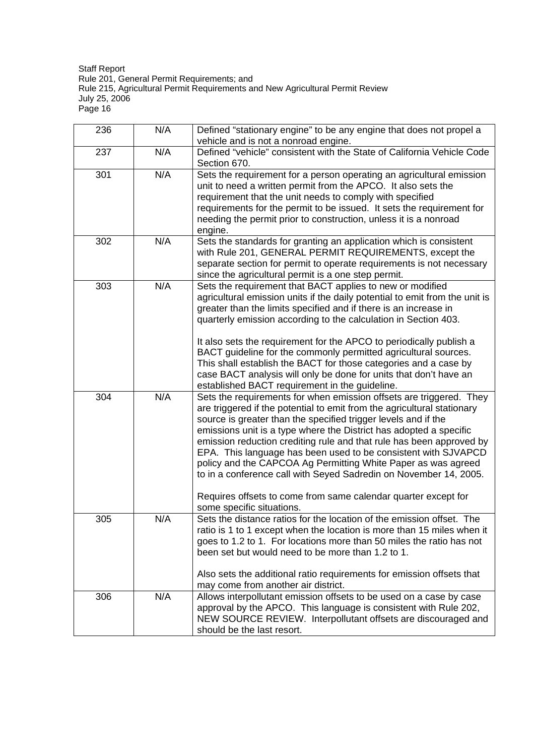| 236 | N/A | Defined “stationary engine” to be any engine that does not propel a vehicle and is not a nonroad engine. |
|---|---|---|
| 237 | N/A | Defined “vehicle” consistent with the State of California Vehicle Code Section 670. |
| 301 | N/A | Sets the requirement for a person operating an agricultural emission unit to need a written permit from the APCO. It also sets the requirement that the unit needs to comply with specified requirements for the permit to be issued. It sets the requirement for needing the permit prior to construction, unless it is a nonroad engine. |
| 302 | N/A | Sets the standards for granting an application which is consistent with Rule 201, GENERAL PERMIT REQUIREMENTS, except the separate section for permit to operate requirements is not necessary since the agricultural permit is a one step permit. |
| 303 | N/A | Sets the requirement that BACT applies to new or modified agricultural emission units if the daily potential to emit from the unit is greater than the limits specified and if there is an increase in quarterly emission according to the calculation in Section 403.<br><br>It also sets the requirement for the APCO to periodically publish a BACT guideline for the commonly permitted agricultural sources. This shall establish the BACT for those categories and a case by case BACT analysis will only be done for units that don't have an established BACT requirement in the guideline. |
| 304 | N/A | Sets the requirements for when emission offsets are triggered. They are triggered if the potential to emit from the agricultural stationary source is greater than the specified trigger levels and if the emissions unit is a type where the District has adopted a specific emission reduction crediting rule and that rule has been approved by EPA. This language has been used to be consistent with SJVAPCD policy and the CAPCOA Ag Permitting White Paper as was agreed to in a conference call with Seyed Sadredin on November 14, 2005.<br><br>Requires offsets to come from same calendar quarter except for some specific situations. |
| 305 | N/A | Sets the distance ratios for the location of the emission offset. The ratio is 1 to 1 except when the location is more than 15 miles when it goes to 1.2 to 1. For locations more than 50 miles the ratio has not been set but would need to be more than 1.2 to 1.<br><br>Also sets the additional ratio requirements for emission offsets that may come from another air district. |
| 306 | N/A | Allows interpollutant emission offsets to be used on a case by case approval by the APCO. This language is consistent with Rule 202, NEW SOURCE REVIEW. Interpollutant offsets are discouraged and should be the last resort. |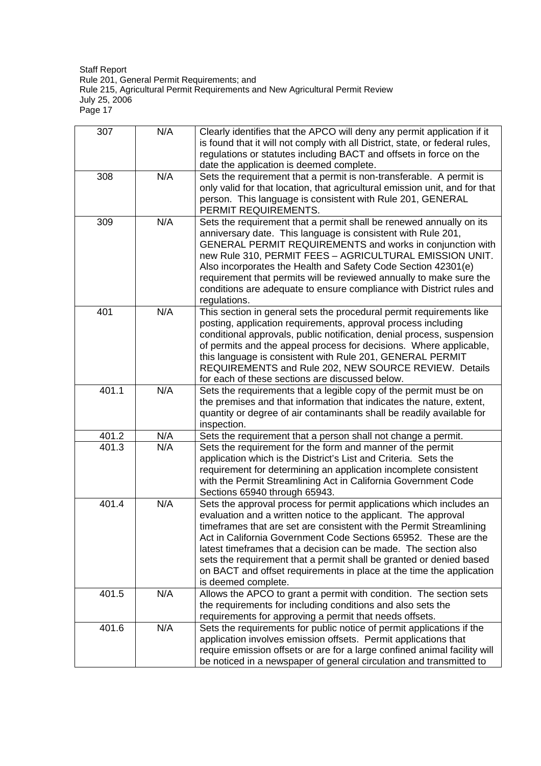| | | |
|---|---|---|
| 307 | N/A | Clearly identifies that the APCO will deny any permit application if it is found that it will not comply with all District, state, or federal rules, regulations or statutes including BACT and offsets in force on the date the application is deemed complete. |
| 308 | N/A | Sets the requirement that a permit is non-transferable. A permit is only valid for that location, that agricultural emission unit, and for that person. This language is consistent with Rule 201, GENERAL PERMIT REQUIREMENTS. |
| 309 | N/A | Sets the requirement that a permit shall be renewed annually on its anniversary date. This language is consistent with Rule 201, GENERAL PERMIT REQUIREMENTS and works in conjunction with new Rule 310, PERMIT FEES – AGRICULTURAL EMISSION UNIT. Also incorporates the Health and Safety Code Section 42301(e) requirement that permits will be reviewed annually to make sure the conditions are adequate to ensure compliance with District rules and regulations. |
| 401 | N/A | This section in general sets the procedural permit requirements like posting, application requirements, approval process including conditional approvals, public notification, denial process, suspension of permits and the appeal process for decisions. Where applicable, this language is consistent with Rule 201, GENERAL PERMIT REQUIREMENTS and Rule 202, NEW SOURCE REVIEW. Details for each of these sections are discussed below. |
| 401.1 | N/A | Sets the requirements that a legible copy of the permit must be on the premises and that information that indicates the nature, extent, quantity or degree of air contaminants shall be readily available for inspection. |
| 401.2 | N/A | Sets the requirement that a person shall not change a permit. |
| 401.3 | N/A | Sets the requirement for the form and manner of the permit application which is the District's List and Criteria. Sets the requirement for determining an application incomplete consistent with the Permit Streamlining Act in California Government Code Sections 65940 through 65943. |
| 401.4 | N/A | Sets the approval process for permit applications which includes an evaluation and a written notice to the applicant. The approval timeframes that are set are consistent with the Permit Streamlining Act in California Government Code Sections 65952. These are the latest timeframes that a decision can be made. The section also sets the requirement that a permit shall be granted or denied based on BACT and offset requirements in place at the time the application is deemed complete. |
| 401.5 | N/A | Allows the APCO to grant a permit with condition. The section sets the requirements for including conditions and also sets the requirements for approving a permit that needs offsets. |
| 401.6 | N/A | Sets the requirements for public notice of permit applications if the application involves emission offsets. Permit applications that require emission offsets or are for a large confined animal facility will be noticed in a newspaper of general circulation and transmitted to |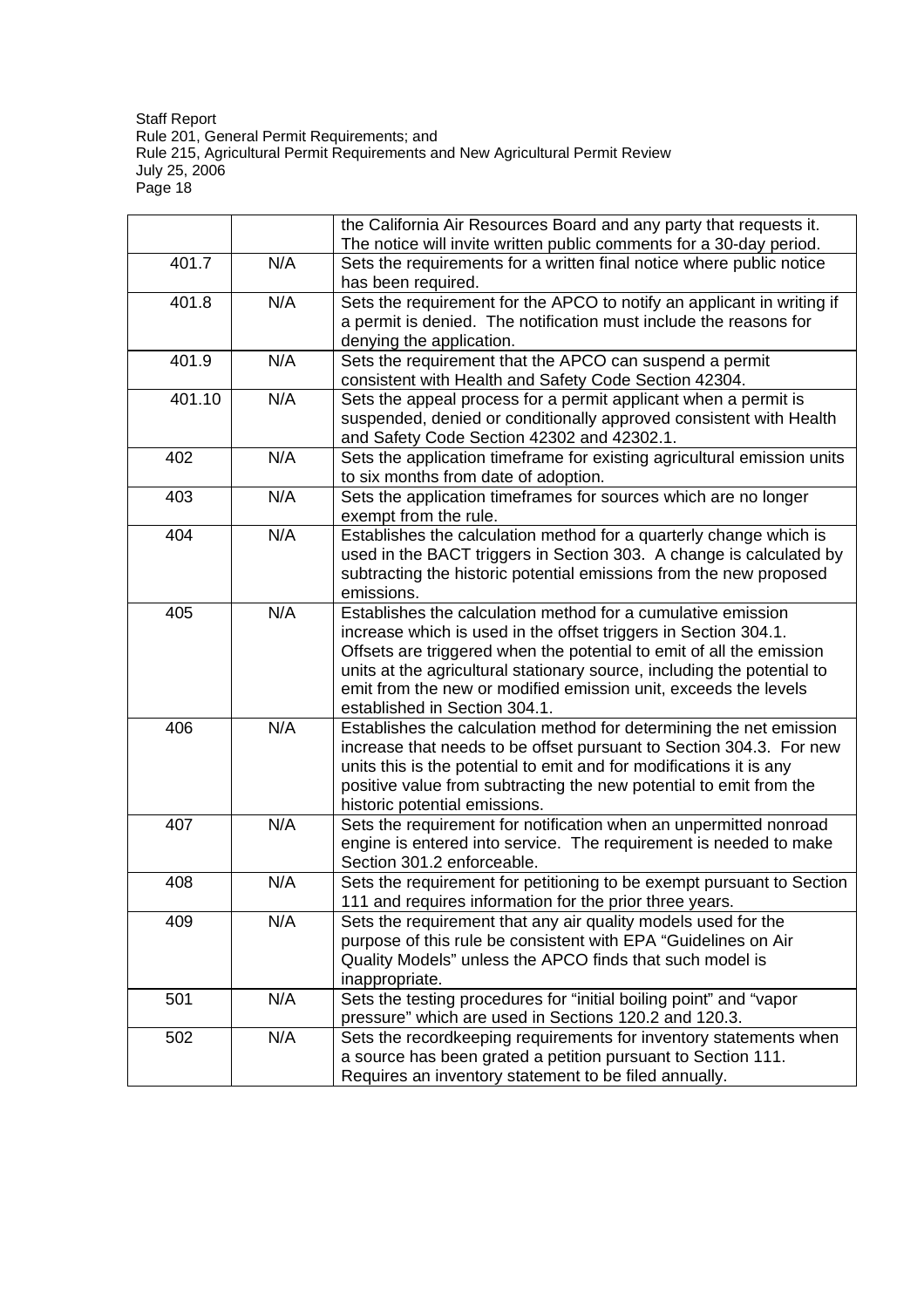| | | |
|---|---|---|
| | | the California Air Resources Board and any party that requests it. The notice will invite written public comments for a 30-day period. |
| 401.7 | N/A | Sets the requirements for a written final notice where public notice has been required. |
| 401.8 | N/A | Sets the requirement for the APCO to notify an applicant in writing if a permit is denied. The notification must include the reasons for denying the application. |
| 401.9 | N/A | Sets the requirement that the APCO can suspend a permit consistent with Health and Safety Code Section 42304. |
| 401.10 | N/A | Sets the appeal process for a permit applicant when a permit is suspended, denied or conditionally approved consistent with Health and Safety Code Section 42302 and 42302.1. |
| 402 | N/A | Sets the application timeframe for existing agricultural emission units to six months from date of adoption. |
| 403 | N/A | Sets the application timeframes for sources which are no longer exempt from the rule. |
| 404 | N/A | Establishes the calculation method for a quarterly change which is used in the BACT triggers in Section 303. A change is calculated by subtracting the historic potential emissions from the new proposed emissions. |
| 405 | N/A | Establishes the calculation method for a cumulative emission increase which is used in the offset triggers in Section 304.1. Offsets are triggered when the potential to emit of all the emission units at the agricultural stationary source, including the potential to emit from the new or modified emission unit, exceeds the levels established in Section 304.1. |
| 406 | N/A | Establishes the calculation method for determining the net emission increase that needs to be offset pursuant to Section 304.3. For new units this is the potential to emit and for modifications it is any positive value from subtracting the new potential to emit from the historic potential emissions. |
| 407 | N/A | Sets the requirement for notification when an unpermitted nonroad engine is entered into service. The requirement is needed to make Section 301.2 enforceable. |
| 408 | N/A | Sets the requirement for petitioning to be exempt pursuant to Section 111 and requires information for the prior three years. |
| 409 | N/A | Sets the requirement that any air quality models used for the purpose of this rule be consistent with EPA "Guidelines on Air Quality Models" unless the APCO finds that such model is inappropriate. |
| 501 | N/A | Sets the testing procedures for "initial boiling point" and "vapor pressure" which are used in Sections 120.2 and 120.3. |
| 502 | N/A | Sets the recordkeeping requirements for inventory statements when a source has been grated a petition pursuant to Section 111. Requires an inventory statement to be filed annually. |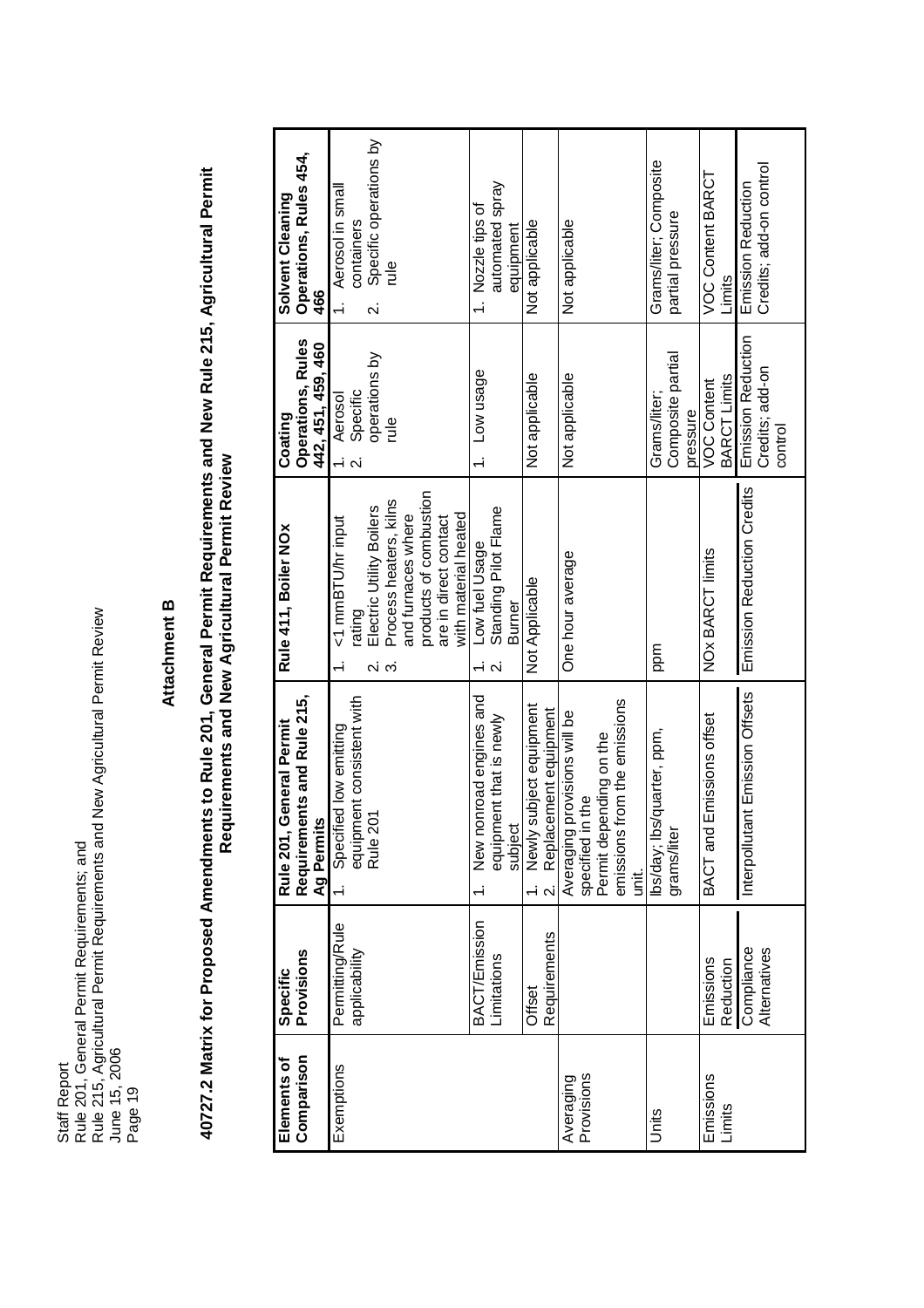# Attachment B

## 40727.2 Matrix for Proposed Amendments to Rule 201, General Permit Requirements and New Rule 215, Agricultural Permit Requirements and New Agricultural Permit Review

| Elements of Comparison | Specific Provisions | Rule 201, General Permit Requirements and Rule 215, Ag Permits | Rule 411, Boiler NOx | Coating Operations, Rules 442, 451, 459, 460 | Solvent Cleaning Operations, Rules 454, 466 |
|---|---|---|---|---|---|
| Exemptions | Permitting/Rule applicability | 1. Specified low emitting equipment consistent with Rule 201 | 1. <1 mmBTU/hr input rating<br>2. Electric Utility Boilers<br>3. Process heaters, kilns and furnaces where products of combustion are in direct contact with material heated | 1. Aerosol<br>2. Specific operations by rule | 1. Aerosol in small containers<br>2. Specific operations by rule |
| | BACT/Emission Limitations | 1. New nonroad engines and equipment that is newly subject | 1. Low fuel Usage<br>2. Standing Pilot Flame Burner | 1. Low usage | 1. Nozzle tips of automated spray equipment |
| | Offset Requirements | 1. Newly subject equipment<br>2. Replacement equipment | Not Applicable | Not applicable | Not applicable |
| Averaging Provisions | | Averaging provisions will be specified in the Permit depending on the emissions from the emissions unit. | One hour average | Not applicable | Not applicable |
| Units | | lbs/day; lbs/quarter, ppm, grams/liter | ppm | Grams/liter; Composite partial pressure | Grams/liter; Composite partial pressure |
| Emissions Limits | Emissions Reduction | BACT and Emissions offset | NOx BARCT limits | VOC Content BARCT Limits | VOC Content BARCT Limits |
| | Compliance Alternatives | Interpollutant Emission Offsets | Emission Reduction Credits | Emission Reduction Credits; add-on control | Emission Reduction Credits; add-on control |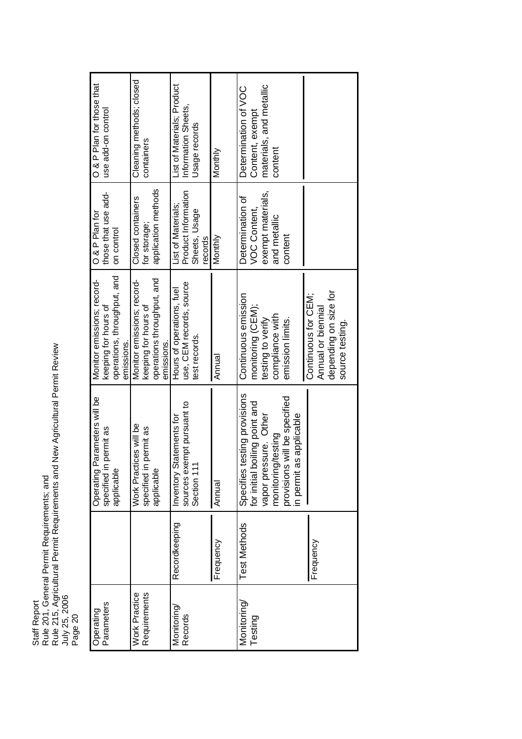| Operating Parameters | | Operating Parameters will be specified in permit as applicable | Monitor emissions; record-keeping for hours of operations, throughput, and emissions. | O & P Plan for those that use add-on control | O & P Plan for those that use add-on control |
|---|---|---|---|---|---|
| Work Practice Requirements | | Work Practices will be specified in permit as applicable | Monitor emissions; record-keeping for hours of operations throughput, and emissions. | Closed containers for storage; application methods | Cleaning methods; closed containers |
| Monitoring/ Records | Recordkeeping | Inventory Statements for sources exempt pursuant to Section 111 | Hours of operations, fuel use, CEM records, source test records. | List of Materials; Product Information Sheets, Usage records | List of Materials; Product Information Sheets, Usage records |
| | Frequency | Annual | Annual | Monthly | Monthly |
| Monitoring/ Testing | Test Methods | Specifies testing provisions for initial boiling point and vapor pressure. Other monitoring/testing provisions will be specified in permit as applicable | Continuous emission monitoring (CEM); testing to verify compliance with emission limits. | Determination of VOC Content, exempt materials, and metallic content | Determination of VOC Content, exempt materials, and metallic content |
| | Frequency | | Continuous for CEM; Annual or biennial depending on size for source testing. | | |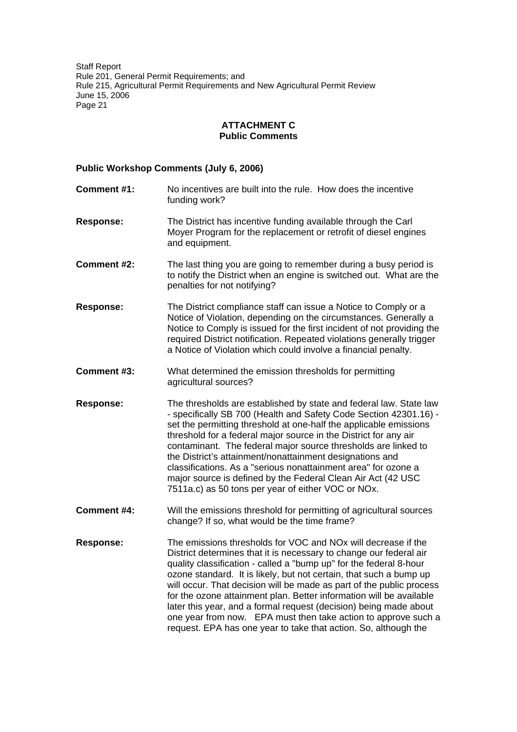## ATTACHMENT C
## Public Comments

### Public Workshop Comments (July 6, 2006)

**Comment #1:** No incentives are built into the rule. How does the incentive funding work?

**Response:** The District has incentive funding available through the Carl Moyer Program for the replacement or retrofit of diesel engines and equipment.

**Comment #2:** The last thing you are going to remember during a busy period is to notify the District when an engine is switched out. What are the penalties for not notifying?

**Response:** The District compliance staff can issue a Notice to Comply or a Notice of Violation, depending on the circumstances. Generally a Notice to Comply is issued for the first incident of not providing the required District notification. Repeated violations generally trigger a Notice of Violation which could involve a financial penalty.

**Comment #3:** What determined the emission thresholds for permitting agricultural sources?

**Response:** The thresholds are established by state and federal law. State law - specifically SB 700 (Health and Safety Code Section 42301.16) - set the permitting threshold at one-half the applicable emissions threshold for a federal major source in the District for any air contaminant. The federal major source thresholds are linked to the District's attainment/nonattainment designations and classifications. As a "serious nonattainment area" for ozone a major source is defined by the Federal Clean Air Act (42 USC 7511a.c) as 50 tons per year of either VOC or NOx.

**Comment #4:** Will the emissions threshold for permitting of agricultural sources change? If so, what would be the time frame?

**Response:** The emissions thresholds for VOC and NOx will decrease if the District determines that it is necessary to change our federal air quality classification - called a "bump up" for the federal 8-hour ozone standard. It is likely, but not certain, that such a bump up will occur. That decision will be made as part of the public process for the ozone attainment plan. Better information will be available later this year, and a formal request (decision) being made about one year from now. EPA must then take action to approve such a request. EPA has one year to take that action. So, although the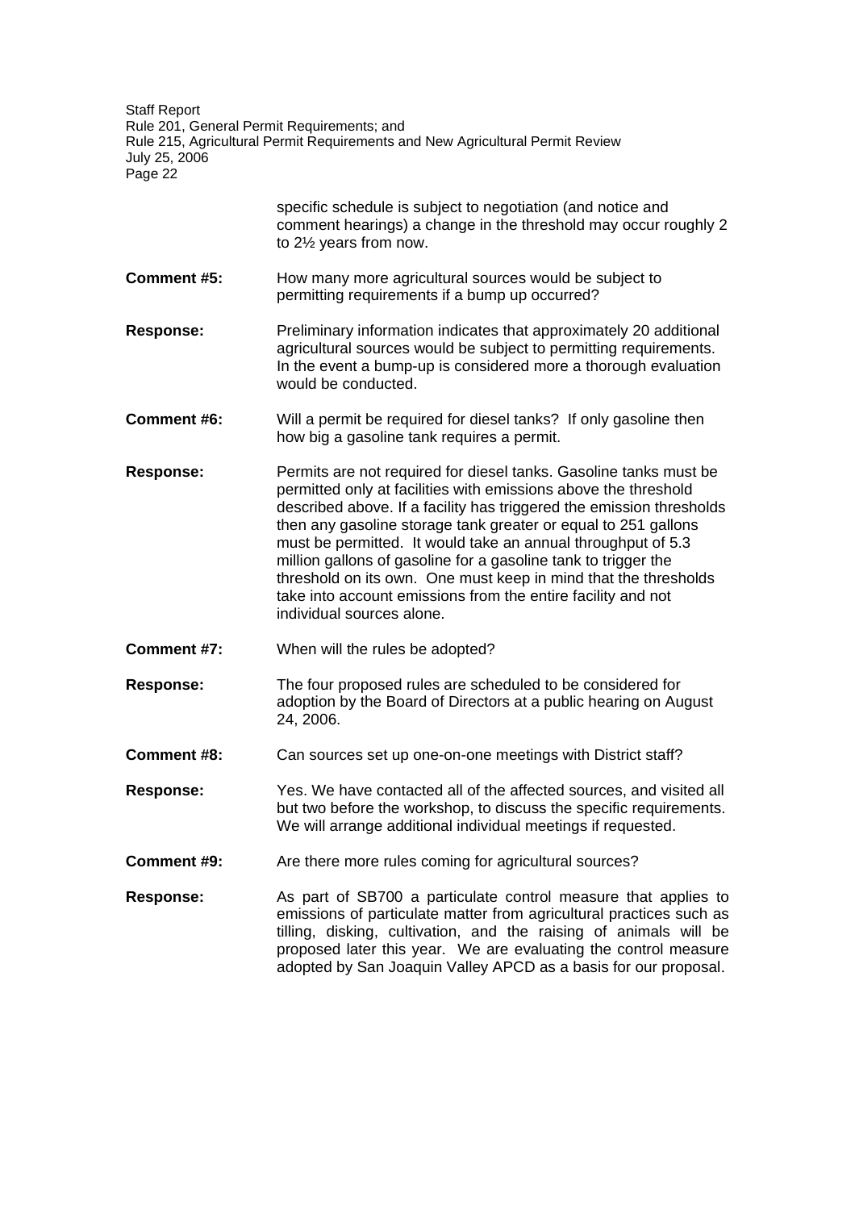specific schedule is subject to negotiation (and notice and comment hearings) a change in the threshold may occur roughly 2 to 2½ years from now.

**Comment #5:** How many more agricultural sources would be subject to permitting requirements if a bump up occurred?

**Response:** Preliminary information indicates that approximately 20 additional agricultural sources would be subject to permitting requirements. In the event a bump-up is considered more a thorough evaluation would be conducted.

**Comment #6:** Will a permit be required for diesel tanks? If only gasoline then how big a gasoline tank requires a permit.

**Response:** Permits are not required for diesel tanks. Gasoline tanks must be permitted only at facilities with emissions above the threshold described above. If a facility has triggered the emission thresholds then any gasoline storage tank greater or equal to 251 gallons must be permitted. It would take an annual throughput of 5.3 million gallons of gasoline for a gasoline tank to trigger the threshold on its own. One must keep in mind that the thresholds take into account emissions from the entire facility and not individual sources alone.

**Comment #7:** When will the rules be adopted?

**Response:** The four proposed rules are scheduled to be considered for adoption by the Board of Directors at a public hearing on August 24, 2006.

**Comment #8:** Can sources set up one-on-one meetings with District staff?

**Response:** Yes. We have contacted all of the affected sources, and visited all but two before the workshop, to discuss the specific requirements. We will arrange additional individual meetings if requested.

**Comment #9:** Are there more rules coming for agricultural sources?

**Response:** As part of SB700 a particulate control measure that applies to emissions of particulate matter from agricultural practices such as tilling, disking, cultivation, and the raising of animals will be proposed later this year. We are evaluating the control measure adopted by San Joaquin Valley APCD as a basis for our proposal.